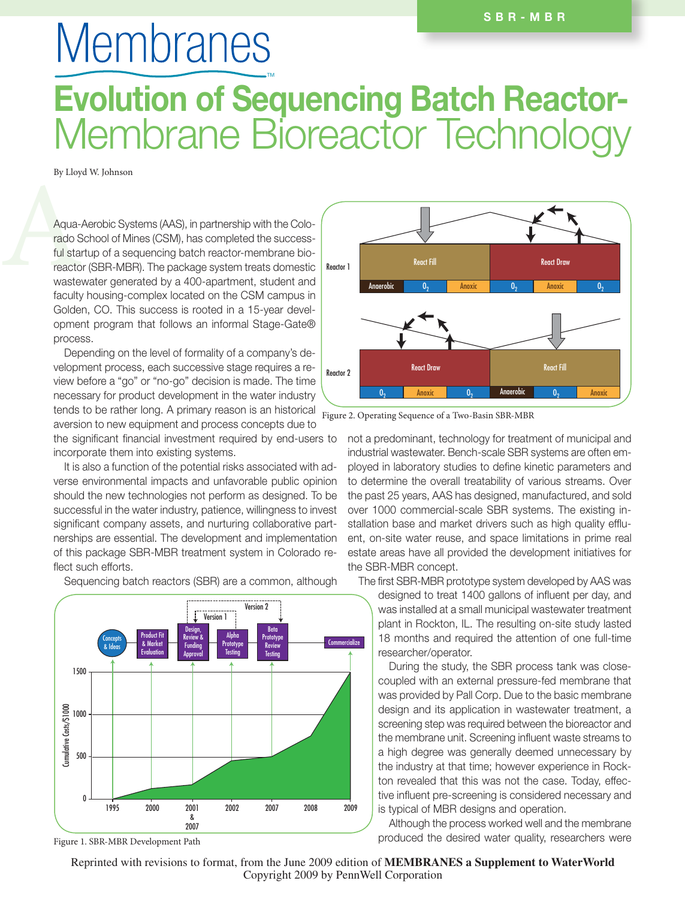SBR-MBR

# Membranes

# Evolution of Sequencing Batch Reactor-Membrane Bioreactor Technology

By Lloyd W. Johnson

Aqua-Aerobic Systems (AAS), in partnership with the Colorado School of Mines (CSM), has completed the successful startup of a sequencing batch reactor-membrane bioreactor (SBR-MBR). The package system treats domestic wastewater generated by a 400-apartment, student and faculty housing-complex located on the CSM campus in Golden, CO. This success is rooted in a 15-year development program that follows an informal Stage-Gate® process.

Depending on the level of formality of a company's development process, each successive stage requires a review before a "go" or "no-go" decision is made. The time necessary for product development in the water industry tends to be rather long. A primary reason is an historical aversion to new equipment and process concepts due to the significant financial investment required by end-users to incorporate them into existing systems.

It is also a function of the potential risks associated with adverse environmental impacts and unfavorable public opinion should the new technologies not perform as designed. To be successful in the water industry, patience, willingness to invest significant company assets, and nurturing collaborative partnerships are essential. The development and implementation of this package SBR-MBR treatment system in Colorado reflect such efforts.

Sequencing batch reactors (SBR) are a common, although not a predominant, technology for treatment of municipal and industrial wastewater. Bench-scale SBR systems are often employed in laboratory studies to define kinetic parameters and to determine the overall treatability of various streams. Over the past 25 years, AAS has designed, manufactured, and sold over 1000 commercial-scale SBR systems. The existing installation base and market drivers such as high quality effluent, on-site water reuse, and space limitations in prime real estate areas have all provided the development initiatives for the SBR-MBR concept.

Figure 1. SBR-MBR Development Path

Figure 2. Operating Sequence of a Two-Basin SBR-MBR

The first SBR-MBR prototype system developed by AAS was designed to treat 1400 gallons of influent per day, and was installed at a small municipal wastewater treatment plant in Rockton, IL. The resulting on-site study lasted 18 months and required the attention of one full-time researcher/operator.

During the study, the SBR process tank was close-coupled with an external pressure-fed membrane that was provided by Pall Corp. Due to the basic membrane design and its application in wastewater treatment, a screening step was required between the bioreactor and the membrane unit. Screening influent waste streams to a high degree was generally deemed unnecessary by the industry at that time; however experience in Rockton revealed that this was not the case. Today, effective influent pre-screening is considered necessary and is typical of MBR designs and operation.

Although the process worked well and the membrane produced the desired water quality, researchers were

Reprinted with revisions to format, from the June 2009 edition of **MEMBRANES a Supplement to WaterWorld**
Copyright 2009 by PennWell Corporation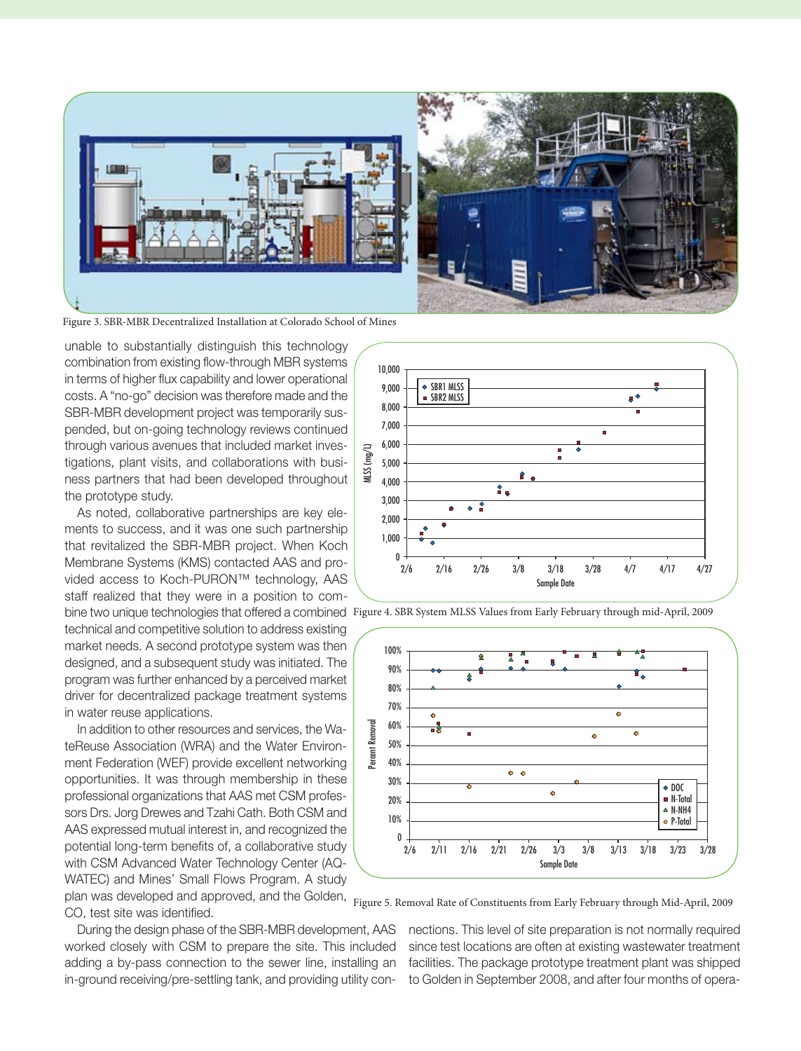Figure 3. SBR-MBR Decentralized Installation at Colorado School of Mines

unable to substantially distinguish this technology combination from existing flow-through MBR systems in terms of higher flux capability and lower operational costs. A "no-go" decision was therefore made and the SBR-MBR development project was temporarily suspended, but on-going technology reviews continued through various avenues that included market investigations, plant visits, and collaborations with business partners that had been developed throughout the prototype study.

As noted, collaborative partnerships are key elements to success, and it was one such partnership that revitalized the SBR-MBR project. When Koch Membrane Systems (KMS) contacted AAS and provided access to Koch-PURON™ technology, AAS staff realized that they were in a position to combine two unique technologies that offered a combined technical and competitive solution to address existing market needs. A second prototype system was then designed, and a subsequent study was initiated. The program was further enhanced by a perceived market driver for decentralized package treatment systems in water reuse applications.

In addition to other resources and services, the WateReuse Association (WRA) and the Water Environment Federation (WEF) provide excellent networking opportunities. It was through membership in these professional organizations that AAS met CSM professors Drs. Jorg Drewes and Tzahi Cath. Both CSM and AAS expressed mutual interest in, and recognized the potential long-term benefits of, a collaborative study with CSM Advanced Water Technology Center (AQWATEC) and Mines' Small Flows Program. A study plan was developed and approved, and the Golden, CO, test site was identified.

Figure 4. SBR System MLSS Values from Early February through mid-April, 2009

Figure 5. Removal Rate of Constituents from Early February through Mid-April, 2009

During the design phase of the SBR-MBR development, AAS worked closely with CSM to prepare the site. This included adding a by-pass connection to the sewer line, installing an in-ground receiving/pre-settling tank, and providing utility connections. This level of site preparation is not normally required since test locations are often at existing wastewater treatment facilities. The package prototype treatment plant was shipped to Golden in September 2008, and after four months of opera-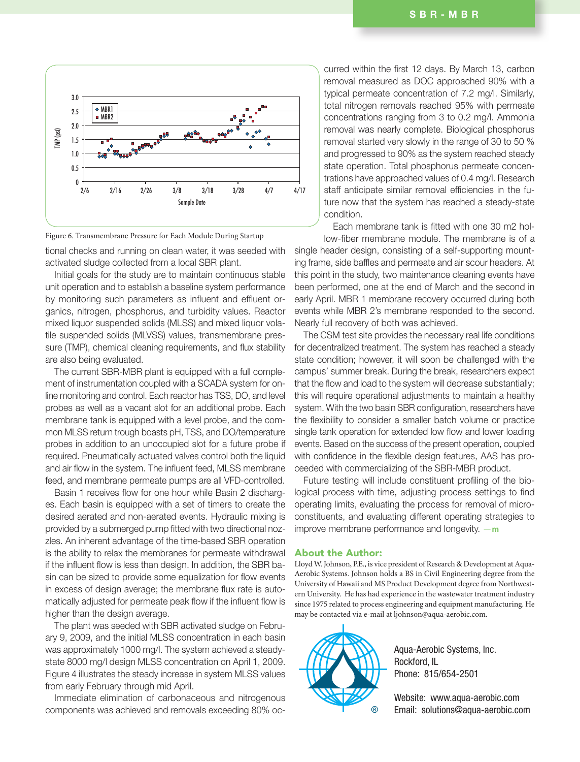3.0
2.5
2.0
1.5
1.0
0.5
0

TMP (psi)

MBR1
MBR2

2/6 2/16 2/26 3/8 3/18 3/28 4/7 4/17

Sample Date

Figure 6. Transmembrane Pressure for Each Module During Startup

tional checks and running on clean water, it was seeded with activated sludge collected from a local SBR plant.

Initial goals for the study are to maintain continuous stable unit operation and to establish a baseline system performance by monitoring such parameters as influent and effluent organics, nitrogen, phosphorus, and turbidity values. Reactor mixed liquor suspended solids (MLSS) and mixed liquor volatile suspended solids (MLVSS) values, transmembrane pressure (TMP), chemical cleaning requirements, and flux stability are also being evaluated.

The current SBR-MBR plant is equipped with a full complement of instrumentation coupled with a SCADA system for online monitoring and control. Each reactor has TSS, DO, and level probes as well as a vacant slot for an additional probe. Each membrane tank is equipped with a level probe, and the common MLSS return trough boasts pH, TSS, and DO/temperature probes in addition to an unoccupied slot for a future probe if required. Pneumatically actuated valves control both the liquid and air flow in the system. The influent feed, MLSS membrane feed, and membrane permeate pumps are all VFD-controlled.

Basin 1 receives flow for one hour while Basin 2 discharges. Each basin is equipped with a set of timers to create the desired aerated and non-aerated events. Hydraulic mixing is provided by a submerged pump fitted with two directional nozzles. An inherent advantage of the time-based SBR operation is the ability to relax the membranes for permeate withdrawal if the influent flow is less than design. In addition, the SBR basin can be sized to provide some equalization for flow events in excess of design average; the membrane flux rate is automatically adjusted for permeate peak flow if the influent flow is higher than the design average.

The plant was seeded with SBR activated sludge on February 9, 2009, and the initial MLSS concentration in each basin was approximately 1000 mg/l. The system achieved a steady-state 8000 mg/l design MLSS concentration on April 1, 2009. Figure 4 illustrates the steady increase in system MLSS values from early February through mid April.

Immediate elimination of carbonaceous and nitrogenous components was achieved and removals exceeding 80% occurred within the first 12 days. By March 13, carbon removal measured as DOC approached 90% with a typical permeate concentration of 7.2 mg/l. Similarly, total nitrogen removals reached 95% with permeate concentrations ranging from 3 to 0.2 mg/l. Ammonia removal was nearly complete. Biological phosphorus removal started very slowly in the range of 30 to 50 % and progressed to 90% as the system reached steady state operation. Total phosphorus permeate concentrations have approached values of 0.4 mg/l. Research staff anticipate similar removal efficiencies in the future now that the system has reached a steady-state condition.

Each membrane tank is fitted with one 30 m2 hollow-fiber membrane module. The membrane is of a single header design, consisting of a self-supporting mounting frame, side baffles and permeate and air scour headers. At this point in the study, two maintenance cleaning events have been performed, one at the end of March and the second in early April. MBR 1 membrane recovery occurred during both events while MBR 2's membrane responded to the second. Nearly full recovery of both was achieved.

The CSM test site provides the necessary real life conditions for decentralized treatment. The system has reached a steady state condition; however, it will soon be challenged with the campus' summer break. During the break, researchers expect that the flow and load to the system will decrease substantially; this will require operational adjustments to maintain a healthy system. With the two basin SBR configuration, researchers have the flexibility to consider a smaller batch volume or practice single tank operation for extended low flow and lower loading events. Based on the success of the present operation, coupled with confidence in the flexible design features, AAS has proceeded with commercializing of the SBR-MBR product.

Future testing will include constituent profiling of the biological process with time, adjusting process settings to find operating limits, evaluating the process for removal of microconstituents, and evaluating different operating strategies to improve membrane performance and longevity. —m

## About the Author:

Lloyd W. Johnson, P.E., is vice president of Research & Development at Aqua-Aerobic Systems. Johnson holds a BS in Civil Engineering degree from the University of Hawaii and MS Product Development degree from Northwestern University. He has had experience in the wastewater treatment industry since 1975 related to process engineering and equipment manufacturing. He may be contacted via e-mail at ljohnson@aqua-aerobic.com.

Aqua-Aerobic Systems, Inc.
Rockford, IL
Phone: 815/654-2501

Website: www.aqua-aerobic.com
Email: solutions@aqua-aerobic.com